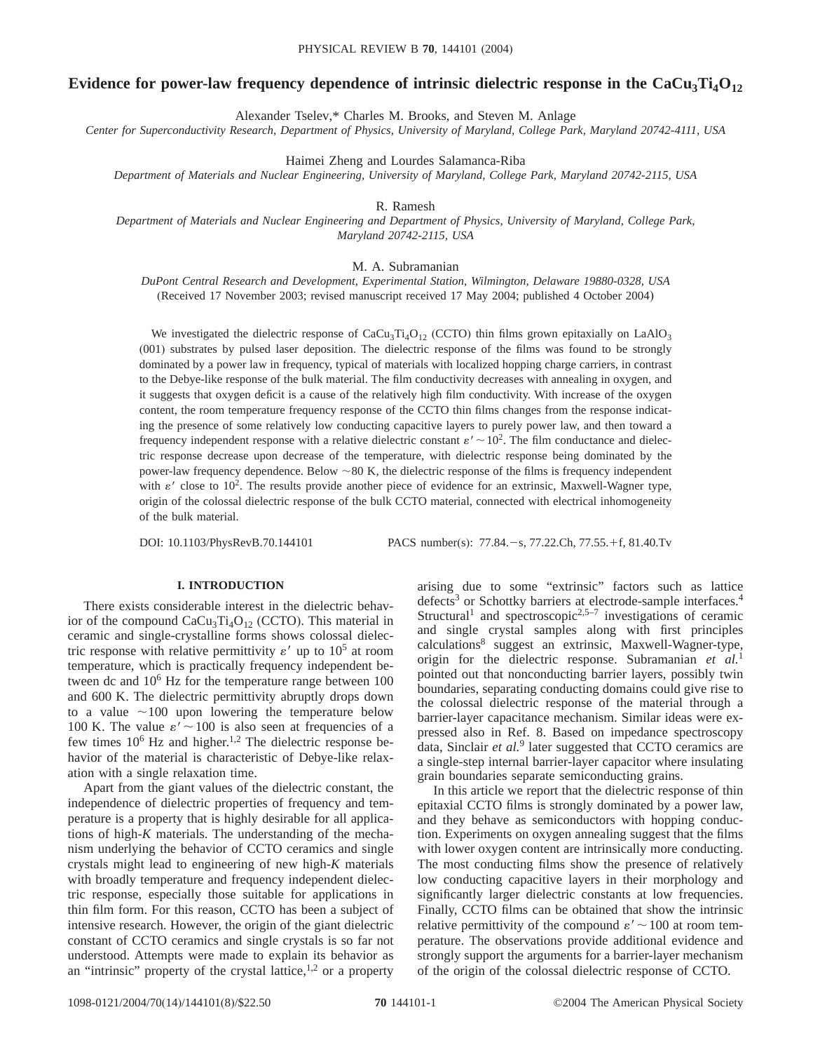# Evidence for power-law frequency dependence of intrinsic dielectric response in the $CaCu_3Ti_4O_{12}$

Alexander Tselev,* Charles M. Brooks, and Steven M. Anlage

*Center for Superconductivity Research, Department of Physics, University of Maryland, College Park, Maryland 20742-4111, USA*

Haimei Zheng and Lourdes Salamanca-Riba

*Department of Materials and Nuclear Engineering, University of Maryland, College Park, Maryland 20742-2115, USA*

R. Ramesh

*Department of Materials and Nuclear Engineering and Department of Physics, University of Maryland, College Park, Maryland 20742-2115, USA*

M. A. Subramanian

*DuPont Central Research and Development, Experimental Station, Wilmington, Delaware 19880-0328, USA*

(Received 17 November 2003; revised manuscript received 17 May 2004; published 4 October 2004)

We investigated the dielectric response of $CaCu_3Ti_4O_{12}$ (CCTO) thin films grown epitaxially on $LaAlO_3$ (001) substrates by pulsed laser deposition. The dielectric response of the films was found to be strongly dominated by a power law in frequency, typical of materials with localized hopping charge carriers, in contrast to the Debye-like response of the bulk material. The film conductivity decreases with annealing in oxygen, and it suggests that oxygen deficit is a cause of the relatively high film conductivity. With increase of the oxygen content, the room temperature frequency response of the CCTO thin films changes from the response indicating the presence of some relatively low conducting capacitive layers to purely power law, and then toward a frequency independent response with a relative dielectric constant $\varepsilon' \sim 10^2$. The film conductance and dielectric response decrease upon decrease of the temperature, with dielectric response being dominated by the power-law frequency dependence. Below ~80 K, the dielectric response of the films is frequency independent with $\varepsilon'$ close to $10^2$. The results provide another piece of evidence for an extrinsic, Maxwell-Wagner type, origin of the colossal dielectric response of the bulk CCTO material, connected with electrical inhomogeneity of the bulk material.

DOI: 10.1103/PhysRevB.70.144101 PACS number(s): 77.84.−s, 77.22.Ch, 77.55.+f, 81.40.Tv

## I. INTRODUCTION

There exists considerable interest in the dielectric behavior of the compound $CaCu_3Ti_4O_{12}$ (CCTO). This material in ceramic and single-crystalline forms shows colossal dielectric response with relative permittivity $\varepsilon'$ up to $10^5$ at room temperature, which is practically frequency independent between dc and $10^6$ Hz for the temperature range between 100 and 600 K. The dielectric permittivity abruptly drops down to a value ~100 upon lowering the temperature below 100 K. The value $\varepsilon' \sim 100$ is also seen at frequencies of a few times $10^6$ Hz and higher.[1,2] The dielectric response behavior of the material is characteristic of Debye-like relaxation with a single relaxation time.

Apart from the giant values of the dielectric constant, the independence of dielectric properties of frequency and temperature is a property that is highly desirable for all applications of high-*K* materials. The understanding of the mechanism underlying the behavior of CCTO ceramics and single crystals might lead to engineering of new high-*K* materials with broadly temperature and frequency independent dielectric response, especially those suitable for applications in thin film form. For this reason, CCTO has been a subject of intensive research. However, the origin of the giant dielectric constant of CCTO ceramics and single crystals is so far not understood. Attempts were made to explain its behavior as an "intrinsic" property of the crystal lattice,[1,2] or a property arising due to some "extrinsic" factors such as lattice defects[3] or Schottky barriers at electrode-sample interfaces.[4] Structural[1] and spectroscopic[2,5–7] investigations of ceramic and single crystal samples along with first principles calculations[8] suggest an extrinsic, Maxwell-Wagner-type, origin for the dielectric response. Subramanian *et al.*[1] pointed out that nonconducting barrier layers, possibly twin boundaries, separating conducting domains could give rise to the colossal dielectric response of the material through a barrier-layer capacitance mechanism. Similar ideas were expressed also in Ref. 8. Based on impedance spectroscopy data, Sinclair *et al.*[9] later suggested that CCTO ceramics are a single-step internal barrier-layer capacitor where insulating grain boundaries separate semiconducting grains.

In this article we report that the dielectric response of thin epitaxial CCTO films is strongly dominated by a power law, and they behave as semiconductors with hopping conduction. Experiments on oxygen annealing suggest that the films with lower oxygen content are intrinsically more conducting. The most conducting films show the presence of relatively low conducting capacitive layers in their morphology and significantly larger dielectric constants at low frequencies. Finally, CCTO films can be obtained that show the intrinsic relative permittivity of the compound $\varepsilon' \sim 100$ at room temperature. The observations provide additional evidence and strongly support the arguments for a barrier-layer mechanism of the origin of the colossal dielectric response of CCTO.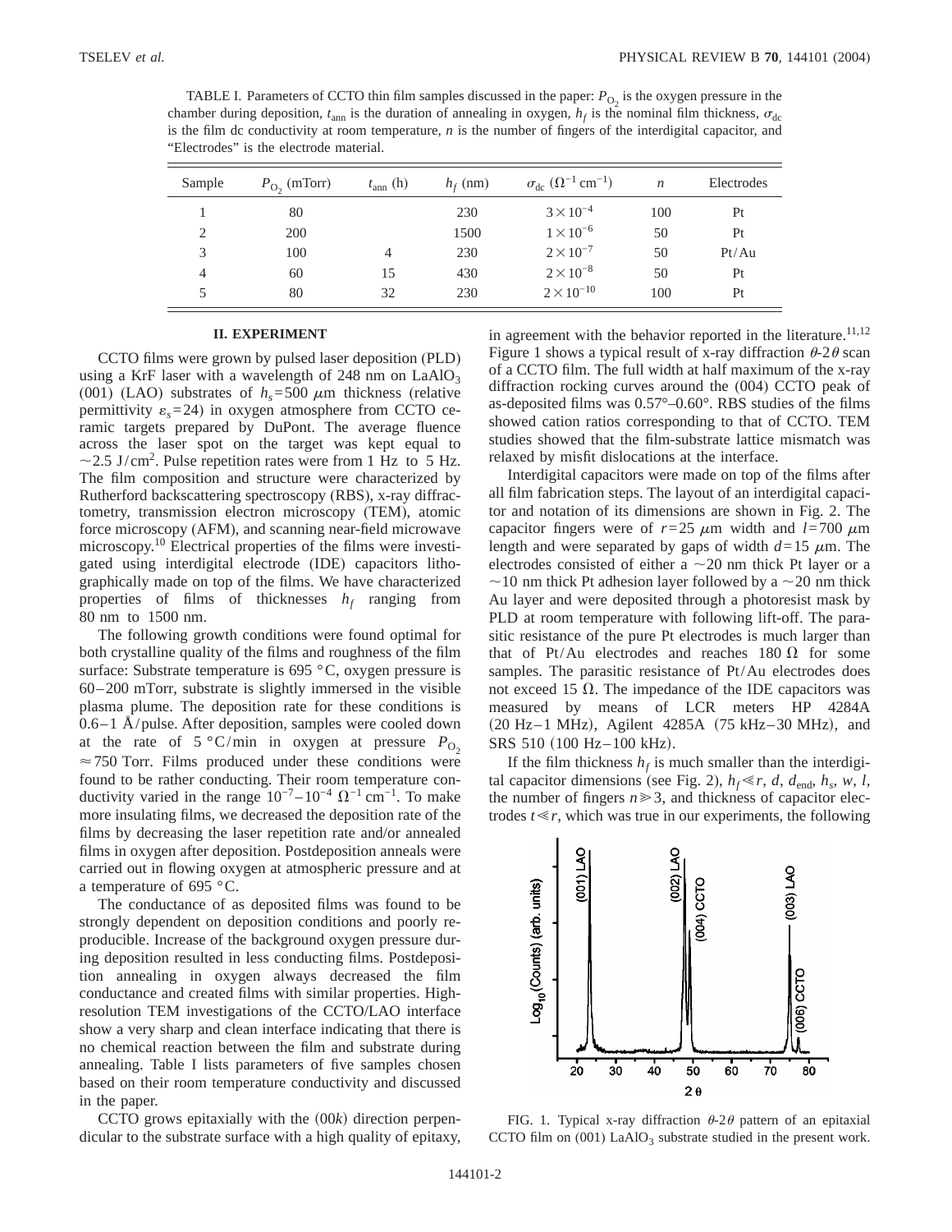TABLE I. Parameters of CCTO thin film samples discussed in the paper: $P_{O_2}$ is the oxygen pressure in the chamber during deposition, $t_{ann}$ is the duration of annealing in oxygen, $h_f$ is the nominal film thickness, $\sigma_{dc}$ is the film dc conductivity at room temperature, $n$ is the number of fingers of the interdigital capacitor, and "Electrodes" is the electrode material.

| Sample | $P_{O_2}$ (mTorr) | $t_{ann}$ (h) | $h_f$ (nm) | $\sigma_{dc}$ ($\Omega^{-1}$ cm$^{-1}$) | $n$ | Electrodes |
|---|---|---|---|---|---|---|
| 1 | 80 | | 230 | $3\times10^{-4}$ | 100 | Pt |
| 2 | 200 | | 1500 | $1\times10^{-6}$ | 50 | Pt |
| 3 | 100 | 4 | 230 | $2\times10^{-7}$ | 50 | Pt/Au |
| 4 | 60 | 15 | 430 | $2\times10^{-8}$ | 50 | Pt |
| 5 | 80 | 32 | 230 | $2\times10^{-10}$ | 100 | Pt |

## II. EXPERIMENT

CCTO films were grown by pulsed laser deposition (PLD) using a KrF laser with a wavelength of 248 nm on $LaAlO_3$ (001) (LAO) substrates of $h_s = 500$ $\mu$m thickness (relative permittivity $\varepsilon_s = 24$) in oxygen atmosphere from CCTO ceramic targets prepared by DuPont. The average fluence across the laser spot on the target was kept equal to $\sim 2.5$ J/cm$^2$. Pulse repetition rates were from 1 Hz to 5 Hz. The film composition and structure were characterized by Rutherford backscattering spectroscopy (RBS), x-ray diffractometry, transmission electron microscopy (TEM), atomic force microscopy (AFM), and scanning near-field microwave microscopy.[10] Electrical properties of the films were investigated using interdigital electrode (IDE) capacitors lithographically made on top of the films. We have characterized properties of films of thicknesses $h_f$ ranging from 80 nm to 1500 nm.

The following growth conditions were found optimal for both crystalline quality of the films and roughness of the film surface: Substrate temperature is 695 °C, oxygen pressure is 60–200 mTorr, substrate is slightly immersed in the visible plasma plume. The deposition rate for these conditions is 0.6–1 Å/pulse. After deposition, samples were cooled down at the rate of 5 °C/min in oxygen at pressure $P_{O_2} \approx 750$ Torr. Films produced under these conditions were found to be rather conducting. Their room temperature conductivity varied in the range $10^{-7}$–$10^{-4}$ $\Omega^{-1}$ cm$^{-1}$. To make more insulating films, we decreased the deposition rate of the films by decreasing the laser repetition rate and/or annealed films in oxygen after deposition. Postdeposition anneals were carried out in flowing oxygen at atmospheric pressure and at a temperature of 695 °C.

The conductance of as deposited films was found to be strongly dependent on deposition conditions and poorly reproducible. Increase of the background oxygen pressure during deposition resulted in less conducting films. Postdeposition annealing in oxygen always decreased the film conductance and created films with similar properties. High-resolution TEM investigations of the CCTO/LAO interface show a very sharp and clean interface indicating that there is no chemical reaction between the film and substrate during annealing. Table I lists parameters of five samples chosen based on their room temperature conductivity and discussed in the paper.

CCTO grows epitaxially with the $(00k)$ direction perpendicular to the substrate surface with a high quality of epitaxy, in agreement with the behavior reported in the literature.[11,12] Figure 1 shows a typical result of x-ray diffraction $\theta$-$2\theta$ scan of a CCTO film. The full width at half maximum of the x-ray diffraction rocking curves around the (004) CCTO peak of as-deposited films was 0.57°–0.60°. RBS studies of the films showed cation ratios corresponding to that of CCTO. TEM studies showed that the film-substrate lattice mismatch was relaxed by misfit dislocations at the interface.

Interdigital capacitors were made on top of the films after all film fabrication steps. The layout of an interdigital capacitor and notation of its dimensions are shown in Fig. 2. The capacitor fingers were of $r = 25$ $\mu$m width and $l = 700$ $\mu$m length and were separated by gaps of width $d = 15$ $\mu$m. The electrodes consisted of either a $\sim 20$ nm thick Pt layer or a $\sim 10$ nm thick Pt adhesion layer followed by a $\sim 20$ nm thick Au layer and were deposited through a photoresist mask by PLD at room temperature with following lift-off. The parasitic resistance of the pure Pt electrodes is much larger than that of Pt/Au electrodes and reaches 180 $\Omega$ for some samples. The parasitic resistance of Pt/Au electrodes does not exceed 15 $\Omega$. The impedance of the IDE capacitors was measured by means of LCR meters HP 4284A (20 Hz–1 MHz), Agilent 4285A (75 kHz–30 MHz), and SRS 510 (100 Hz–100 kHz).

If the film thickness $h_f$ is much smaller than the interdigital capacitor dimensions (see Fig. 2), $h_f \ll r$, $d$, $d_{end}$, $h_s$, $w$, $l$, the number of fingers $n \gg 3$, and thickness of capacitor electrodes $t \ll r$, which was true in our experiments, the following

FIG. 1. Typical x-ray diffraction $\theta$-$2\theta$ pattern of an epitaxial CCTO film on (001) $LaAlO_3$ substrate studied in the present work.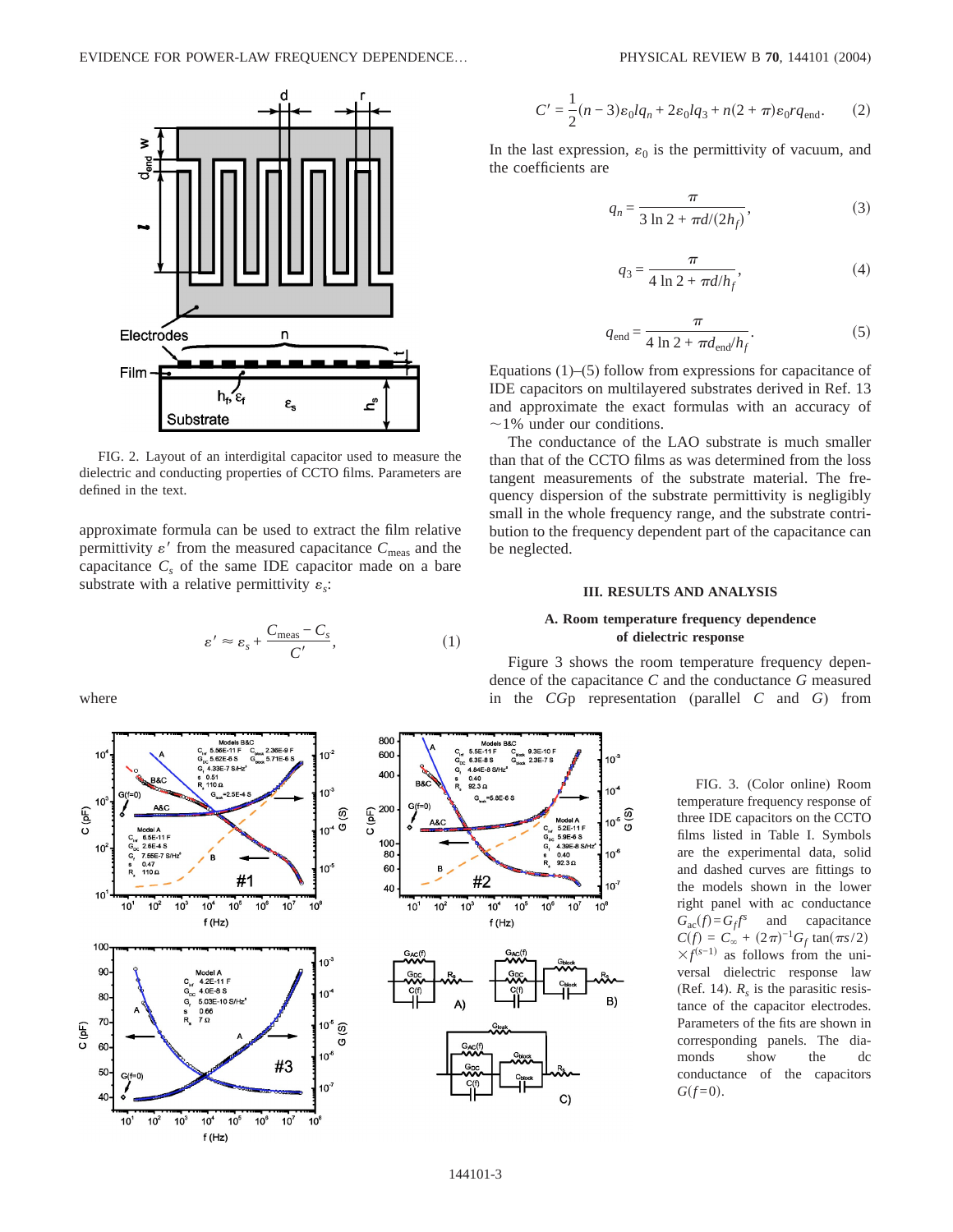FIG. 2. Layout of an interdigital capacitor used to measure the dielectric and conducting properties of CCTO films. Parameters are defined in the text.

approximate formula can be used to extract the film relative permittivity $\varepsilon'$ from the measured capacitance $C_{\rm meas}$ and the capacitance $C_s$ of the same IDE capacitor made on a bare substrate with a relative permittivity $\varepsilon_s$:

$$\varepsilon' \approx \varepsilon_s + \frac{C_{\rm meas} - C_s}{C'}, \tag{1}$$

where

$$C' = \frac{1}{2}(n-3)\varepsilon_0 l q_n + 2\varepsilon_0 l q_3 + n(2+\pi)\varepsilon_0 r q_{\rm end}. \tag{2}$$

In the last expression, $\varepsilon_0$ is the permittivity of vacuum, and the coefficients are

$$q_n = \frac{\pi}{3\ln 2 + \pi d/(2h_f)}, \tag{3}$$

$$q_3 = \frac{\pi}{4\ln 2 + \pi d/h_f}, \tag{4}$$

$$q_{\rm end} = \frac{\pi}{4\ln 2 + \pi d_{\rm end}/h_f}. \tag{5}$$

Equations (1)–(5) follow from expressions for capacitance of IDE capacitors on multilayered substrates derived in Ref. 13 and approximate the exact formulas with an accuracy of ~1% under our conditions.

The conductance of the LAO substrate is much smaller than that of the CCTO films as was determined from the loss tangent measurements of the substrate material. The frequency dispersion of the substrate permittivity is negligibly small in the whole frequency range, and the substrate contribution to the frequency dependent part of the capacitance can be neglected.

## III. RESULTS AND ANALYSIS

### A. Room temperature frequency dependence of dielectric response

Figure 3 shows the room temperature frequency dependence of the capacitance $C$ and the conductance $G$ measured in the $CG$p representation (parallel $C$ and $G$) from

FIG. 3. (Color online) Room temperature frequency response of three IDE capacitors on the CCTO films listed in Table I. Symbols are the experimental data, solid and dashed curves are fittings to the models shown in the lower right panel with ac conductance $G_{\rm ac}(f) = G_f f^s$ and capacitance $C(f) = C_\infty + (2\pi)^{-1} G_f \tan(\pi s/2) \times f^{(s-1)}$ as follows from the universal dielectric response law (Ref. 14). $R_s$ is the parasitic resistance of the capacitor electrodes. Parameters of the fits are shown in corresponding panels. The diamonds show the dc conductance of the capacitors $G(f=0)$.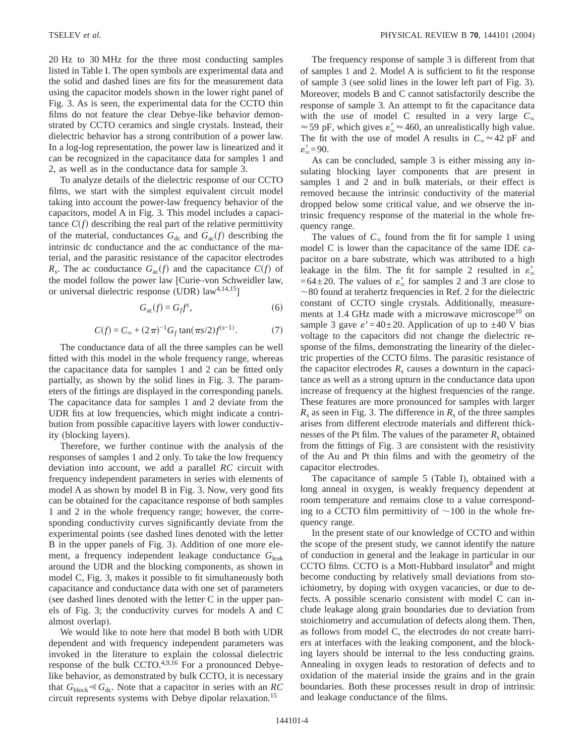20 Hz to 30 MHz for the three most conducting samples listed in Table I. The open symbols are experimental data and the solid and dashed lines are fits for the measurement data using the capacitor models shown in the lower right panel of Fig. 3. As is seen, the experimental data for the CCTO thin films do not feature the clear Debye-like behavior demonstrated by CCTO ceramics and single crystals. Instead, their dielectric behavior has a strong contribution of a power law. In a log-log representation, the power law is linearized and it can be recognized in the capacitance data for samples 1 and 2, as well as in the conductance data for sample 3.

To analyze details of the dielectric response of our CCTO films, we start with the simplest equivalent circuit model taking into account the power-law frequency behavior of the capacitors, model A in Fig. 3. This model includes a capacitance $C(f)$ describing the real part of the relative permittivity of the material, conductances $G_{dc}$ and $G_{ac}(f)$ describing the intrinsic dc conductance and the ac conductance of the material, and the parasitic resistance of the capacitor electrodes $R_s$. The ac conductance $G_{ac}(f)$ and the capacitance $C(f)$ of the model follow the power law [Curie–von Schweidler law, or universal dielectric response (UDR) law[4,14,15]]

$$G_{ac}(f) = G_f f^s, \tag{6}$$

$$C(f) = C_\infty + (2\pi)^{-1} G_f \tan(\pi s/2) f^{(s-1)}. \tag{7}$$

The conductance data of all the three samples can be well fitted with this model in the whole frequency range, whereas the capacitance data for samples 1 and 2 can be fitted only partially, as shown by the solid lines in Fig. 3. The parameters of the fittings are displayed in the corresponding panels. The capacitance data for samples 1 and 2 deviate from the UDR fits at low frequencies, which might indicate a contribution from possible capacitive layers with lower conductivity (blocking layers).

Therefore, we further continue with the analysis of the responses of samples 1 and 2 only. To take the low frequency deviation into account, we add a parallel *RC* circuit with frequency independent parameters in series with elements of model A as shown by model B in Fig. 3. Now, very good fits can be obtained for the capacitance response of both samples 1 and 2 in the whole frequency range; however, the corresponding conductivity curves significantly deviate from the experimental points (see dashed lines denoted with the letter B in the upper panels of Fig. 3). Addition of one more element, a frequency independent leakage conductance $G_{leak}$ around the UDR and the blocking components, as shown in model C, Fig. 3, makes it possible to fit simultaneously both capacitance and conductance data with one set of parameters (see dashed lines denoted with the letter C in the upper panels of Fig. 3; the conductivity curves for models A and C almost overlap).

We would like to note here that model B both with UDR dependent and with frequency independent parameters was invoked in the literature to explain the colossal dielectric response of the bulk CCTO.[4,9,16] For a pronounced Debye-like behavior, as demonstrated by bulk CCTO, it is necessary that $G_{block} \ll G_{dc}$. Note that a capacitor in series with an *RC* circuit represents systems with Debye dipolar relaxation.[15]

The frequency response of sample 3 is different from that of samples 1 and 2. Model A is sufficient to fit the response of sample 3 (see solid lines in the lower left part of Fig. 3). Moreover, models B and C cannot satisfactorily describe the response of sample 3. An attempt to fit the capacitance data with the use of model C resulted in a very large $C_\infty \approx 59$ pF, which gives $\varepsilon'_\infty \approx 460$, an unrealistically high value. The fit with the use of model A results in $C_\infty \approx 42$ pF and $\varepsilon'_\infty = 90$.

As can be concluded, sample 3 is either missing any insulating blocking layer components that are present in samples 1 and 2 and in bulk materials, or their effect is removed because the intrinsic conductivity of the material dropped below some critical value, and we observe the intrinsic frequency response of the material in the whole frequency range.

The values of $C_\infty$ found from the fit for sample 1 using model C is lower than the capacitance of the same IDE capacitor on a bare substrate, which was attributed to a high leakage in the film. The fit for sample 2 resulted in $\varepsilon'_\infty = 64 \pm 20$. The values of $\varepsilon'_\infty$ for samples 2 and 3 are close to $\sim 80$ found at terahertz frequencies in Ref. 2 for the dielectric constant of CCTO single crystals. Additionally, measurements at 1.4 GHz made with a microwave microscope[10] on sample 3 gave $\varepsilon' = 40 \pm 20$. Application of up to $\pm 40$ V bias voltage to the capacitors did not change the dielectric response of the films, demonstrating the linearity of the dielectric properties of the CCTO films. The parasitic resistance of the capacitor electrodes $R_s$ causes a downturn in the capacitance as well as a strong upturn in the conductance data upon increase of frequency at the highest frequencies of the range. These features are more pronounced for samples with larger $R_s$ as seen in Fig. 3. The difference in $R_s$ of the three samples arises from different electrode materials and different thicknesses of the Pt film. The values of the parameter $R_s$ obtained from the fittings of Fig. 3 are consistent with the resistivity of the Au and Pt thin films and with the geometry of the capacitor electrodes.

The capacitance of sample 5 (Table I), obtained with a long anneal in oxygen, is weakly frequency dependent at room temperature and remains close to a value corresponding to a CCTO film permittivity of $\sim 100$ in the whole frequency range.

In the present state of our knowledge of CCTO and within the scope of the present study, we cannot identify the nature of conduction in general and the leakage in particular in our CCTO films. CCTO is a Mott-Hubbard insulator[8] and might become conducting by relatively small deviations from stoichiometry, by doping with oxygen vacancies, or due to defects. A possible scenario consistent with model C can include leakage along grain boundaries due to deviation from stoichiometry and accumulation of defects along them. Then, as follows from model C, the electrodes do not create barriers at interfaces with the leaking component, and the blocking layers should be internal to the less conducting grains. Annealing in oxygen leads to restoration of defects and to oxidation of the material inside the grains and in the grain boundaries. Both these processes result in drop of intrinsic and leakage conductance of the films.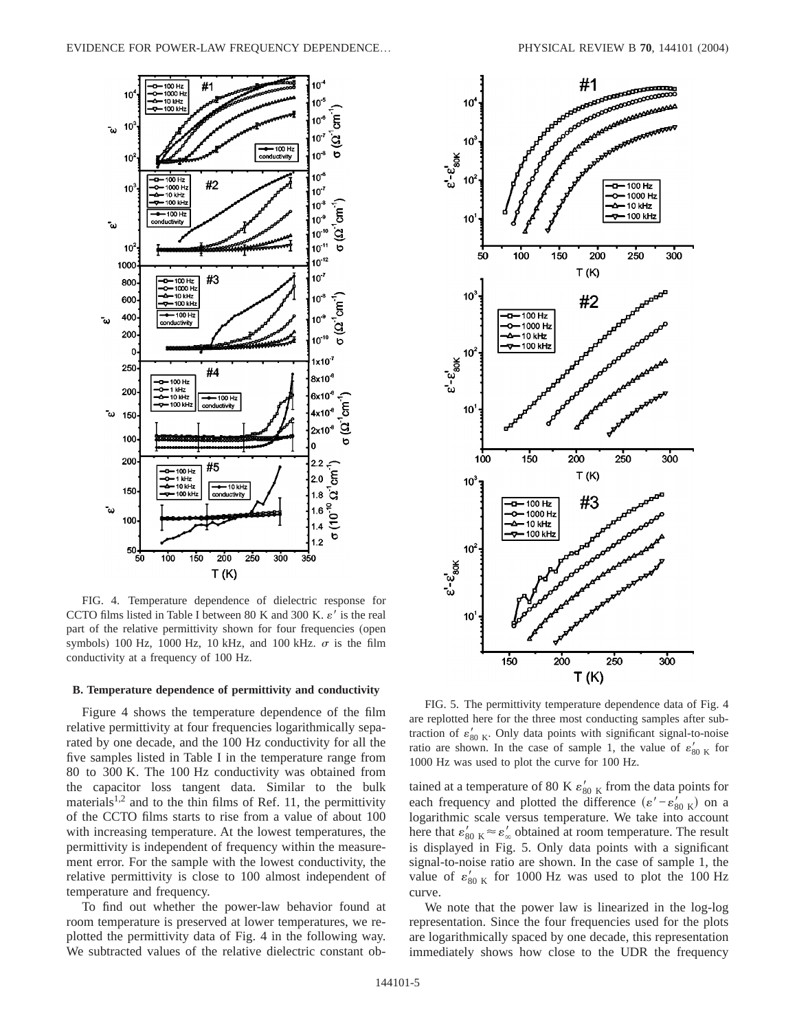FIG. 4. Temperature dependence of dielectric response for CCTO films listed in Table I between 80 K and 300 K. $\varepsilon'$ is the real part of the relative permittivity shown for four frequencies (open symbols) 100 Hz, 1000 Hz, 10 kHz, and 100 kHz. $\sigma$ is the film conductivity at a frequency of 100 Hz.

### B. Temperature dependence of permittivity and conductivity

Figure 4 shows the temperature dependence of the film relative permittivity at four frequencies logarithmically separated by one decade, and the 100 Hz conductivity for all the five samples listed in Table I in the temperature range from 80 to 300 K. The 100 Hz conductivity was obtained from the capacitor loss tangent data. Similar to the bulk materials[1,2] and to the thin films of Ref. 11, the permittivity of the CCTO films starts to rise from a value of about 100 with increasing temperature. At the lowest temperatures, the permittivity is independent of frequency within the measurement error. For the sample with the lowest conductivity, the relative permittivity is close to 100 almost independent of temperature and frequency.

To find out whether the power-law behavior found at room temperature is preserved at lower temperatures, we replotted the permittivity data of Fig. 4 in the following way. We subtracted values of the relative dielectric constant obtained at a temperature of 80 K $\varepsilon'_{80\text{ K}}$ from the data points for each frequency and plotted the difference $(\varepsilon' - \varepsilon'_{80\text{ K}})$ on a logarithmic scale versus temperature. We take into account here that $\varepsilon'_{80\text{ K}} \approx \varepsilon'_{\infty}$ obtained at room temperature. The result is displayed in Fig. 5. Only data points with a significant signal-to-noise ratio are shown. In the case of sample 1, the value of $\varepsilon'_{80\text{ K}}$ for 1000 Hz was used to plot the 100 Hz curve.

We note that the power law is linearized in the log-log representation. Since the four frequencies used for the plots are logarithmically spaced by one decade, this representation immediately shows how close to the UDR the frequency

FIG. 5. The permittivity temperature dependence data of Fig. 4 are replotted here for the three most conducting samples after subtraction of $\varepsilon'_{80\text{ K}}$. Only data points with significant signal-to-noise ratio are shown. In the case of sample 1, the value of $\varepsilon'_{80\text{ K}}$ for 1000 Hz was used to plot the curve for 100 Hz.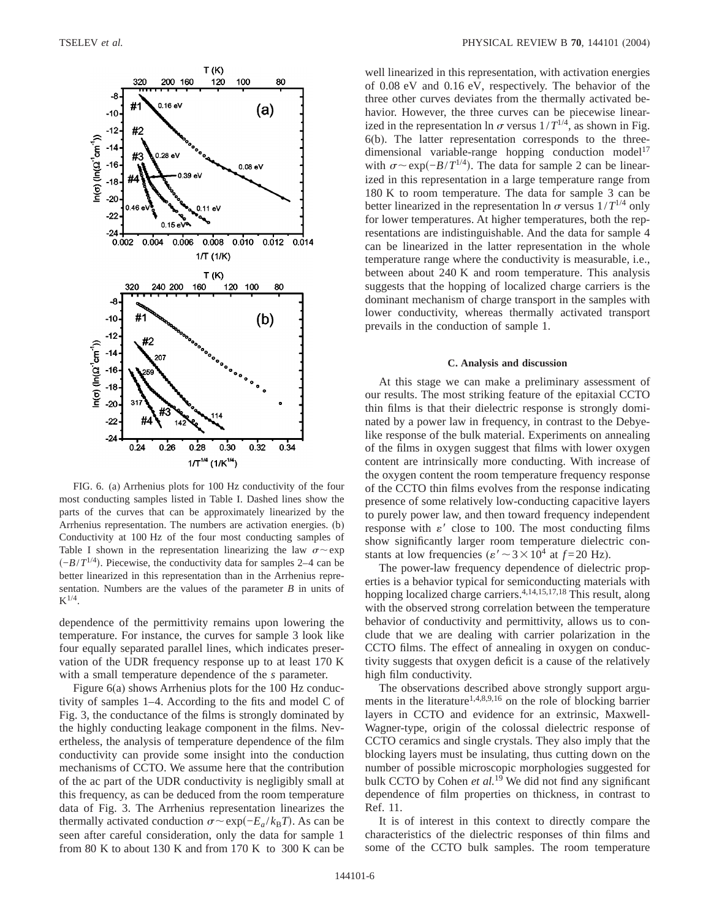FIG. 6. (a) Arrhenius plots for 100 Hz conductivity of the four most conducting samples listed in Table I. Dashed lines show the parts of the curves that can be approximately linearized by the Arrhenius representation. The numbers are activation energies. (b) Conductivity at 100 Hz of the four most conducting samples of Table I shown in the representation linearizing the law $\sigma \sim \exp(-B/T^{1/4})$. Piecewise, the conductivity data for samples 2–4 can be better linearized in this representation than in the Arrhenius representation. Numbers are the values of the parameter $B$ in units of $K^{1/4}$.

dependence of the permittivity remains upon lowering the temperature. For instance, the curves for sample 3 look like four equally separated parallel lines, which indicates preservation of the UDR frequency response up to at least 170 K with a small temperature dependence of the $s$ parameter.

Figure 6(a) shows Arrhenius plots for the 100 Hz conductivity of samples 1–4. According to the fits and model C of Fig. 3, the conductance of the films is strongly dominated by the highly conducting leakage component in the films. Nevertheless, the analysis of temperature dependence of the film conductivity can provide some insight into the conduction mechanisms of CCTO. We assume here that the contribution of the ac part of the UDR conductivity is negligibly small at this frequency, as can be deduced from the room temperature data of Fig. 3. The Arrhenius representation linearizes the thermally activated conduction $\sigma \sim \exp(-E_a/k_B T)$. As can be seen after careful consideration, only the data for sample 1 from 80 K to about 130 K and from 170 K to 300 K can be well linearized in this representation, with activation energies of 0.08 eV and 0.16 eV, respectively. The behavior of the three other curves deviates from the thermally activated behavior. However, the three curves can be piecewise linearized in the representation $\ln \sigma$ versus $1/T^{1/4}$, as shown in Fig. 6(b). The latter representation corresponds to the three-dimensional variable-range hopping conduction model[17] with $\sigma \sim \exp(-B/T^{1/4})$. The data for sample 2 can be linearized in this representation in a large temperature range from 180 K to room temperature. The data for sample 3 can be better linearized in the representation $\ln \sigma$ versus $1/T^{1/4}$ only for lower temperatures. At higher temperatures, both the representations are indistinguishable. And the data for sample 4 can be linearized in the latter representation in the whole temperature range where the conductivity is measurable, i.e., between about 240 K and room temperature. This analysis suggests that the hopping of localized charge carriers is the dominant mechanism of charge transport in the samples with lower conductivity, whereas thermally activated transport prevails in the conduction of sample 1.

### C. Analysis and discussion

At this stage we can make a preliminary assessment of our results. The most striking feature of the epitaxial CCTO thin films is that their dielectric response is strongly dominated by a power law in frequency, in contrast to the Debye-like response of the bulk material. Experiments on annealing of the films in oxygen suggest that films with lower oxygen content are intrinsically more conducting. With increase of the oxygen content the room temperature frequency response of the CCTO thin films evolves from the response indicating presence of some relatively low-conducting capacitive layers to purely power law, and then toward frequency independent response with $\varepsilon'$ close to 100. The most conducting films show significantly larger room temperature dielectric constants at low frequencies ($\varepsilon' \sim 3 \times 10^4$ at $f = 20$ Hz).

The power-law frequency dependence of dielectric properties is a behavior typical for semiconducting materials with hopping localized charge carriers.[4,14,15,17,18] This result, along with the observed strong correlation between the temperature behavior of conductivity and permittivity, allows us to conclude that we are dealing with carrier polarization in the CCTO films. The effect of annealing in oxygen on conductivity suggests that oxygen deficit is a cause of the relatively high film conductivity.

The observations described above strongly support arguments in the literature[1,4,8,9,16] on the role of blocking barrier layers in CCTO and evidence for an extrinsic, Maxwell-Wagner-type, origin of the colossal dielectric response of CCTO ceramics and single crystals. They also imply that the blocking layers must be insulating, thus cutting down on the number of possible microscopic morphologies suggested for bulk CCTO by Cohen *et al.*[19] We did not find any significant dependence of film properties on thickness, in contrast to Ref. 11.

It is of interest in this context to directly compare the characteristics of the dielectric responses of thin films and some of the CCTO bulk samples. The room temperature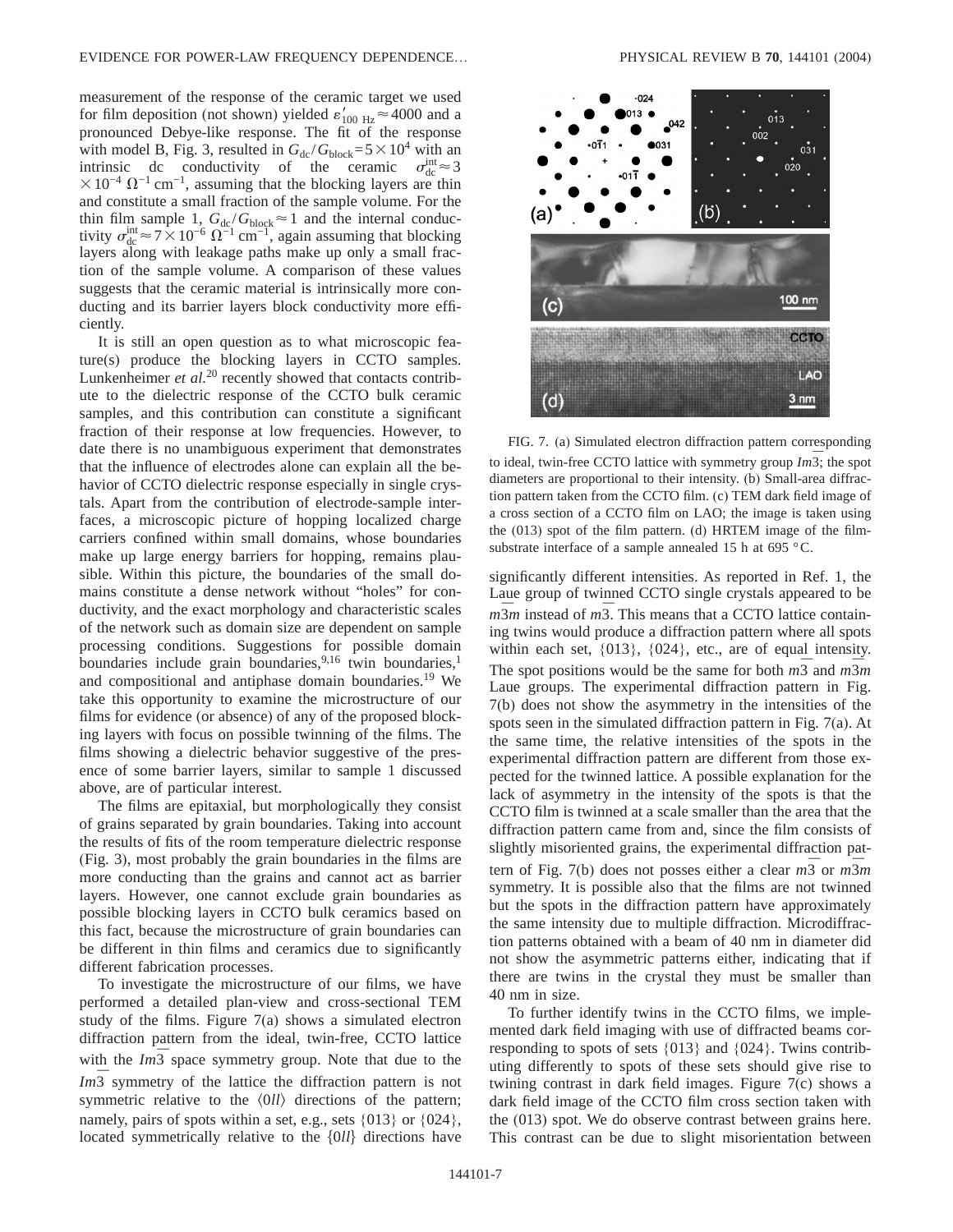measurement of the response of the ceramic target we used for film deposition (not shown) yielded $\varepsilon'_{100\ \mathrm{Hz}} \approx 4000$ and a pronounced Debye-like response. The fit of the response with model B, Fig. 3, resulted in $G_{\mathrm{dc}}/G_{\mathrm{block}} = 5 \times 10^4$ with an intrinsic dc conductivity of the ceramic $\sigma_{\mathrm{dc}}^{\mathrm{int}} \approx 3 \times 10^{-4}\ \Omega^{-1}\ \mathrm{cm}^{-1}$, assuming that the blocking layers are thin and constitute a small fraction of the sample volume. For the thin film sample 1, $G_{\mathrm{dc}}/G_{\mathrm{block}} \approx 1$ and the internal conductivity $\sigma_{\mathrm{dc}}^{\mathrm{int}} \approx 7 \times 10^{-6}\ \Omega^{-1}\ \mathrm{cm}^{-1}$, again assuming that blocking layers along with leakage paths make up only a small fraction of the sample volume. A comparison of these values suggests that the ceramic material is intrinsically more conducting and its barrier layers block conductivity more efficiently.

It is still an open question as to what microscopic feature(s) produce the blocking layers in CCTO samples. Lunkenheimer *et al.*[20] recently showed that contacts contribute to the dielectric response of the CCTO bulk ceramic samples, and this contribution can constitute a significant fraction of their response at low frequencies. However, to date there is no unambiguous experiment that demonstrates that the influence of electrodes alone can explain all the behavior of CCTO dielectric response especially in single crystals. Apart from the contribution of electrode-sample interfaces, a microscopic picture of hopping localized charge carriers confined within small domains, whose boundaries make up large energy barriers for hopping, remains plausible. Within this picture, the boundaries of the small domains constitute a dense network without "holes" for conductivity, and the exact morphology and characteristic scales of the network such as domain size are dependent on sample processing conditions. Suggestions for possible domain boundaries include grain boundaries,[9,16] twin boundaries,[1] and compositional and antiphase domain boundaries.[19] We take this opportunity to examine the microstructure of our films for evidence (or absence) of any of the proposed blocking layers with focus on possible twinning of the films. The films showing a dielectric behavior suggestive of the presence of some barrier layers, similar to sample 1 discussed above, are of particular interest.

The films are epitaxial, but morphologically they consist of grains separated by grain boundaries. Taking into account the results of fits of the room temperature dielectric response (Fig. 3), most probably the grain boundaries in the films are more conducting than the grains and cannot act as barrier layers. However, one cannot exclude grain boundaries as possible blocking layers in CCTO bulk ceramics based on this fact, because the microstructure of grain boundaries can be different in thin films and ceramics due to significantly different fabrication processes.

To investigate the microstructure of our films, we have performed a detailed plan-view and cross-sectional TEM study of the films. Figure 7(a) shows a simulated electron diffraction pattern from the ideal, twin-free, CCTO lattice with the $Im\bar{3}$ space symmetry group. Note that due to the $Im\bar{3}$ symmetry of the lattice the diffraction pattern is not symmetric relative to the $\langle 0ll \rangle$ directions of the pattern; namely, pairs of spots within a set, e.g., sets $\{013\}$ or $\{024\}$, located symmetrically relative to the $\{0ll\}$ directions have significantly different intensities. As reported in Ref. 1, the Laue group of twinned CCTO single crystals appeared to be $m\bar{3}m$ instead of $m\bar{3}$. This means that a CCTO lattice containing twins would produce a diffraction pattern where all spots within each set, $\{013\}$, $\{024\}$, etc., are of equal intensity. The spot positions would be the same for both $m\bar{3}$ and $m\bar{3}m$ Laue groups. The experimental diffraction pattern in Fig. 7(b) does not show the asymmetry in the intensities of the spots seen in the simulated diffraction pattern in Fig. 7(a). At the same time, the relative intensities of the spots in the experimental diffraction pattern are different from those expected for the twinned lattice. A possible explanation for the lack of asymmetry in the intensity of the spots is that the CCTO film is twinned at a scale smaller than the area that the diffraction pattern came from and, since the film consists of slightly misoriented grains, the experimental diffraction pattern of Fig. 7(b) does not posses either a clear $m\bar{3}$ or $m\bar{3}m$ symmetry. It is possible also that the films are not twinned but the spots in the diffraction pattern have approximately the same intensity due to multiple diffraction. Microdiffraction patterns obtained with a beam of 40 nm in diameter did not show the asymmetric patterns either, indicating that if there are twins in the crystal they must be smaller than 40 nm in size.

FIG. 7. (a) Simulated electron diffraction pattern corresponding to ideal, twin-free CCTO lattice with symmetry group $Im\bar{3}$; the spot diameters are proportional to their intensity. (b) Small-area diffraction pattern taken from the CCTO film. (c) TEM dark field image of a cross section of a CCTO film on LAO; the image is taken using the (013) spot of the film pattern. (d) HRTEM image of the film-substrate interface of a sample annealed 15 h at 695 °C.

To further identify twins in the CCTO films, we implemented dark field imaging with use of diffracted beams corresponding to spots of sets $\{013\}$ and $\{024\}$. Twins contributing differently to spots of these sets should give rise to twining contrast in dark field images. Figure 7(c) shows a dark field image of the CCTO film cross section taken with the (013) spot. We do observe contrast between grains here. This contrast can be due to slight misorientation between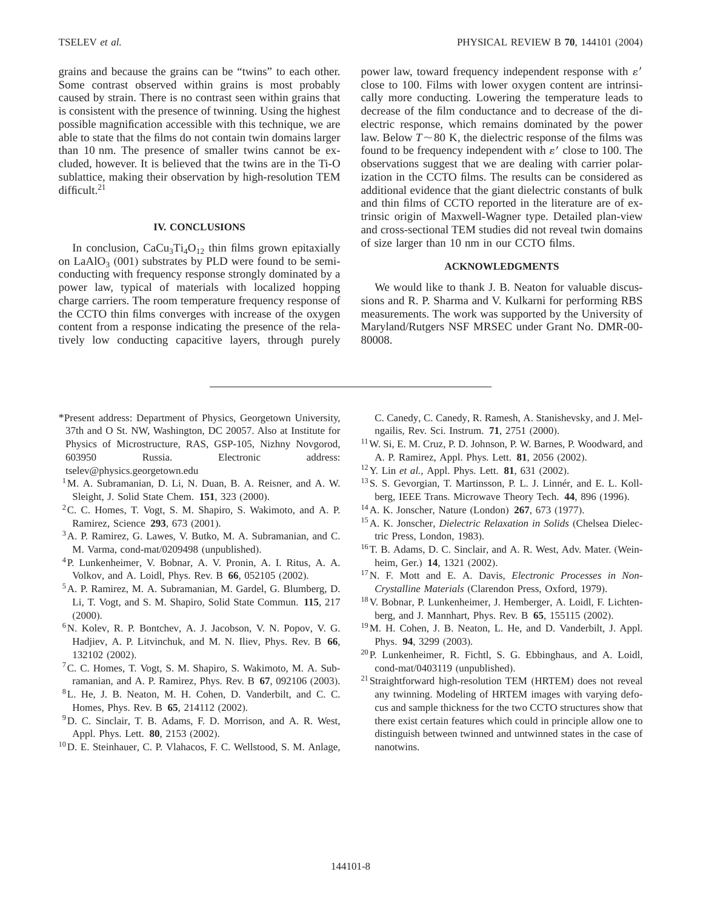grains and because the grains can be "twins" to each other. Some contrast observed within grains is most probably caused by strain. There is no contrast seen within grains that is consistent with the presence of twinning. Using the highest possible magnification accessible with this technique, we are able to state that the films do not contain twin domains larger than 10 nm. The presence of smaller twins cannot be excluded, however. It is believed that the twins are in the Ti-O sublattice, making their observation by high-resolution TEM difficult.[21]

## IV. CONCLUSIONS

In conclusion, $CaCu_3Ti_4O_{12}$ thin films grown epitaxially on $LaAlO_3$ (001) substrates by PLD were found to be semiconducting with frequency response strongly dominated by a power law, typical of materials with localized hopping charge carriers. The room temperature frequency response of the CCTO thin films converges with increase of the oxygen content from a response indicating the presence of the relatively low conducting capacitive layers, through purely power law, toward frequency independent response with $\varepsilon'$ close to 100. Films with lower oxygen content are intrinsically more conducting. Lowering the temperature leads to decrease of the film conductance and to decrease of the dielectric response, which remains dominated by the power law. Below $T \sim 80$ K, the dielectric response of the films was found to be frequency independent with $\varepsilon'$ close to 100. The observations suggest that we are dealing with carrier polarization in the CCTO films. The results can be considered as additional evidence that the giant dielectric constants of bulk and thin films of CCTO reported in the literature are of extrinsic origin of Maxwell-Wagner type. Detailed plan-view and cross-sectional TEM studies did not reveal twin domains of size larger than 10 nm in our CCTO films.

## ACKNOWLEDGMENTS

We would like to thank J. B. Neaton for valuable discussions and R. P. Sharma and V. Kulkarni for performing RBS measurements. The work was supported by the University of Maryland/Rutgers NSF MRSEC under Grant No. DMR-00-80008.

---

*Present address: Department of Physics, Georgetown University, 37th and O St. NW, Washington, DC 20057. Also at Institute for Physics of Microstructure, RAS, GSP-105, Nizhny Novgorod, 603950 Russia. Electronic address: tselev@physics.georgetown.edu

[1] M. A. Subramanian, D. Li, N. Duan, B. A. Reisner, and A. W. Sleight, J. Solid State Chem. **151**, 323 (2000).

[2] C. C. Homes, T. Vogt, S. M. Shapiro, S. Wakimoto, and A. P. Ramirez, Science **293**, 673 (2001).

[3] A. P. Ramirez, G. Lawes, V. Butko, M. A. Subramanian, and C. M. Varma, cond-mat/0209498 (unpublished).

[4] P. Lunkenheimer, V. Bobnar, A. V. Pronin, A. I. Ritus, A. A. Volkov, and A. Loidl, Phys. Rev. B **66**, 052105 (2002).

[5] A. P. Ramirez, M. A. Subramanian, M. Gardel, G. Blumberg, D. Li, T. Vogt, and S. M. Shapiro, Solid State Commun. **115**, 217 (2000).

[6] N. Kolev, R. P. Bontchev, A. J. Jacobson, V. N. Popov, V. G. Hadjiev, A. P. Litvinchuk, and M. N. Iliev, Phys. Rev. B **66**, 132102 (2002).

[7] C. C. Homes, T. Vogt, S. M. Shapiro, S. Wakimoto, M. A. Subramanian, and A. P. Ramirez, Phys. Rev. B **67**, 092106 (2003).

[8] L. He, J. B. Neaton, M. H. Cohen, D. Vanderbilt, and C. C. Homes, Phys. Rev. B **65**, 214112 (2002).

[9] D. C. Sinclair, T. B. Adams, F. D. Morrison, and A. R. West, Appl. Phys. Lett. **80**, 2153 (2002).

[10] D. E. Steinhauer, C. P. Vlahacos, F. C. Wellstood, S. M. Anlage, C. Canedy, C. Canedy, R. Ramesh, A. Stanishevsky, and J. Melngailis, Rev. Sci. Instrum. **71**, 2751 (2000).

[11] W. Si, E. M. Cruz, P. D. Johnson, P. W. Barnes, P. Woodward, and A. P. Ramirez, Appl. Phys. Lett. **81**, 2056 (2002).

[12] Y. Lin *et al.*, Appl. Phys. Lett. **81**, 631 (2002).

[13] S. S. Gevorgian, T. Martinsson, P. L. J. Linnér, and E. L. Kollberg, IEEE Trans. Microwave Theory Tech. **44**, 896 (1996).

[14] A. K. Jonscher, Nature (London) **267**, 673 (1977).

[15] A. K. Jonscher, *Dielectric Relaxation in Solids* (Chelsea Dielectric Press, London, 1983).

[16] T. B. Adams, D. C. Sinclair, and A. R. West, Adv. Mater. (Weinheim, Ger.) **14**, 1321 (2002).

[17] N. F. Mott and E. A. Davis, *Electronic Processes in Non-Crystalline Materials* (Clarendon Press, Oxford, 1979).

[18] V. Bobnar, P. Lunkenheimer, J. Hemberger, A. Loidl, F. Lichtenberg, and J. Mannhart, Phys. Rev. B **65**, 155115 (2002).

[19] M. H. Cohen, J. B. Neaton, L. He, and D. Vanderbilt, J. Appl. Phys. **94**, 3299 (2003).

[20] P. Lunkenheimer, R. Fichtl, S. G. Ebbinghaus, and A. Loidl, cond-mat/0403119 (unpublished).

[21] Straightforward high-resolution TEM (HRTEM) does not reveal any twinning. Modeling of HRTEM images with varying defocus and sample thickness for the two CCTO structures show that there exist certain features which could in principle allow one to distinguish between twinned and untwinned states in the case of nanotwins.